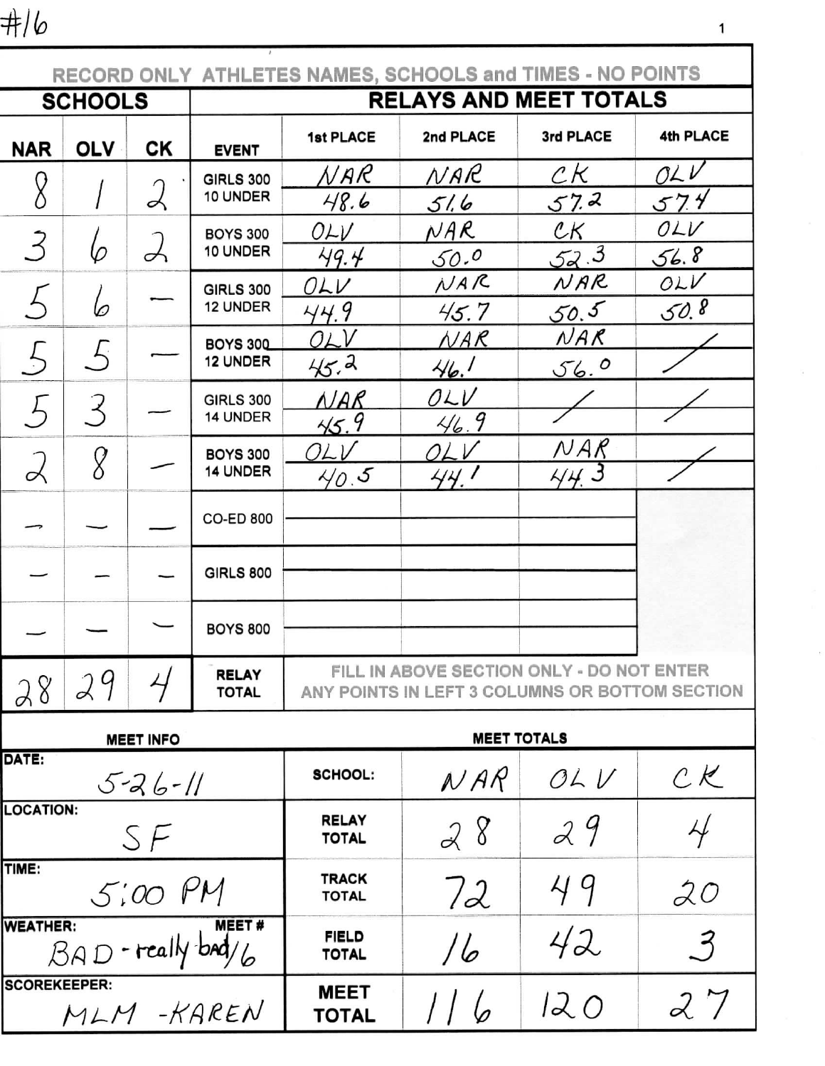#16

RECORD ONLY ATHLETES NAMES, SCHOOLS and TIMES - NO POINTS

| SCHOOLS | | | RELAYS AND MEET TOTALS | | | | |
|---|---|---|---|---|---|---|---|
| NAR | OLV | CK | EVENT | 1st PLACE | 2nd PLACE | 3rd PLACE | 4th PLACE |
| 8 | 1 | 2 | GIRLS 300 10 UNDER | NAR 48.6 | NAR 51.6 | CK 57.2 | OLV 57.4 |
| 3 | 6 | 2 | BOYS 300 10 UNDER | OLV 49.4 | NAR 50.0 | CK 52.3 | OLV 56.8 |
| 5 | 6 | — | GIRLS 300 12 UNDER | OLV 44.9 | NAR 45.7 | NAR 50.5 | OLV 50.8 |
| 5 | 5 | — | BOYS 300 12 UNDER | OLV 45.2 | NAR 46.1 | NAR 56.0 | / |
| 5 | 3 | — | GIRLS 300 14 UNDER | NAR 45.9 | OLV 46.9 | / | / |
| 2 | 8 | — | BOYS 300 14 UNDER | OLV 40.5 | OLV 44.1 | NAR 44.3 | / |
| — | — | — | CO-ED 800 | | | | |
| — | — | — | GIRLS 800 | | | | |
| — | — | — | BOYS 800 | | | | |
| 28 | 29 | 4 | RELAY TOTAL | FILL IN ABOVE SECTION ONLY - DO NOT ENTER ANY POINTS IN LEFT 3 COLUMNS OR BOTTOM SECTION | | | |

| MEET INFO | MEET TOTALS | | | |
|---|---|---|---|---|
| DATE: 5-26-11 | SCHOOL: | NAR | OLV | CK |
| LOCATION: SF | RELAY TOTAL | 28 | 29 | 4 |
| TIME: 5:00 PM | TRACK TOTAL | 72 | 49 | 20 |
| WEATHER: BAD - really bad / MEET # 6 | FIELD TOTAL | 16 | 42 | 3 |
| SCOREKEEPER: MLM - KAREN | MEET TOTAL | 116 | 120 | 27 |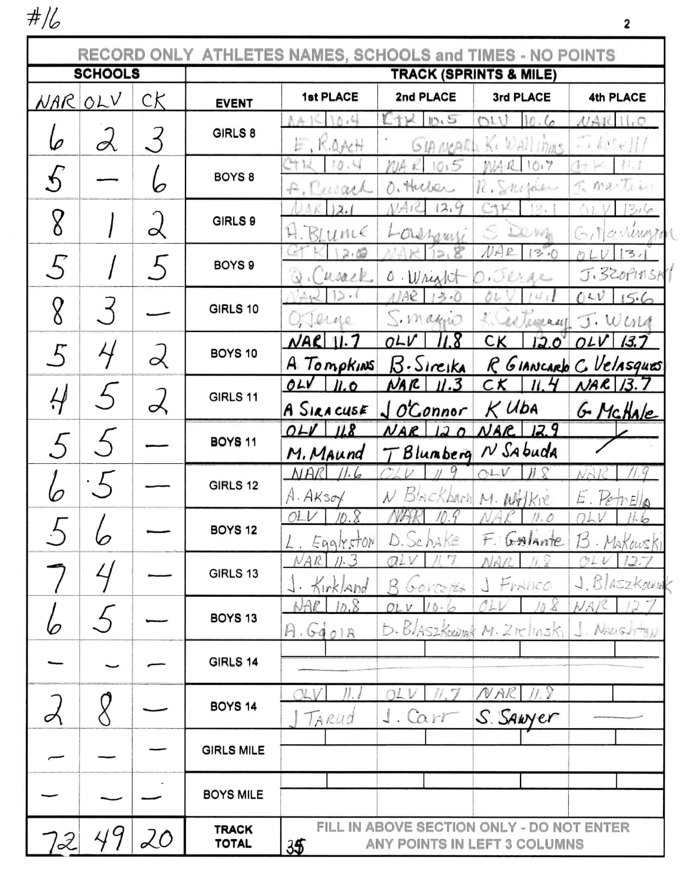#16

| RECORD ONLY ATHLETES NAMES, SCHOOLS and TIMES - NO POINTS | | | | | | | |
|---|---|---|---|---|---|---|---|
| **SCHOOLS** | | | **TRACK (SPRINTS & MILE)** | | | | |
| NAR | OLV | CK | **EVENT** | **1st PLACE** | **2nd PLACE** | **3rd PLACE** | **4th PLACE** |
| 6 | 2 | 3 | GIRLS 8 | NAR 10.4 E. Roach | CTK 10.5 Giancarl | OLV 10.6 K. Wallinas | NAR 11.0 J. Russell |
| 5 | — | 6 | BOYS 8 | CTK 10.4 A. Cusack | NAR 10.5 O. Heuber | NAR 10.7 R. Snyder | CTK 11.1 J. Martin |
| 8 | 1 | 2 | GIRLS 9 | NAR 12.1 A. Blume | NAR 12.9 Lonergan | CTK 13.1 S. Deng | OLV 13.6 G. Harrington |
| 5 | 1 | 5 | BOYS 9 | CTK 12.0 Q. Cusack | NAR 12.8 O. Wright | NAR 13.0 O. Jerge | OLV 13.1 J. Szopinski |
| 8 | 3 | — | GIRLS 10 | NAR 12.1 O. Jerge | NAR 13.0 S. Maggio | OLV 14.1 K. Cutinney | OLV 15.6 J. Wing |
| 5 | 4 | 2 | BOYS 10 | NAR 11.7 A Tompkins | OLV 11.8 B. Sireika | CK 12.0 R Giancarlo | OLV 13.7 C. Velasques |
| 4 | 5 | 2 | GIRLS 11 | OLV 11.0 A Siracuse | NAR 11.3 J O'Connor | CK 11.4 K Uba | NAR 13.7 G McHale |
| 5 | 5 | — | BOYS 11 | OLV 11.8 M. Maund | NAR 12.0 T Blumberg | NAR 12.9 N Sabuda | / |
| 6 | 5 | — | GIRLS 12 | NAR 11.6 A. Aksoy | OLV 11.9 N Blackburn | OLV 11.8 M. Wilkie | NAR 11.9 E. Petrella |
| 5 | 6 | — | BOYS 12 | OLV 10.8 L. Egglyston | NAR 10.9 D. Schake | NAR 11.0 F. Galante | OLV 11.6 B. Makowski |
| 7 | 4 | — | GIRLS 13 | NAR 11.3 J. Kirkland | OLV 11.7 B Gonzales | NAR 11.8 J Franco | OLV 12.7 J. Blaszkowiak |
| 6 | 5 | — | BOYS 13 | NAR 10.8 A. Gaoia | OLV 10.6 D. Blaszkowiak | OLV 10.8 M. Zielinski | NAR 12.7 J. Naughton |
| — | — | — | GIRLS 14 | | | | |
| 2 | 8 | — | BOYS 14 | OLV 11.1 J Tarud | OLV 11.7 J. Carr | NAR 11.8 S. Sawyer | — |
| — | — | — | GIRLS MILE | | | | |
| — | — | — | BOYS MILE | | | | |
| 72 | 49 | 20 | **TRACK TOTAL** | 35 | FILL IN ABOVE SECTION ONLY - DO NOT ENTER ANY POINTS IN LEFT 3 COLUMNS | | |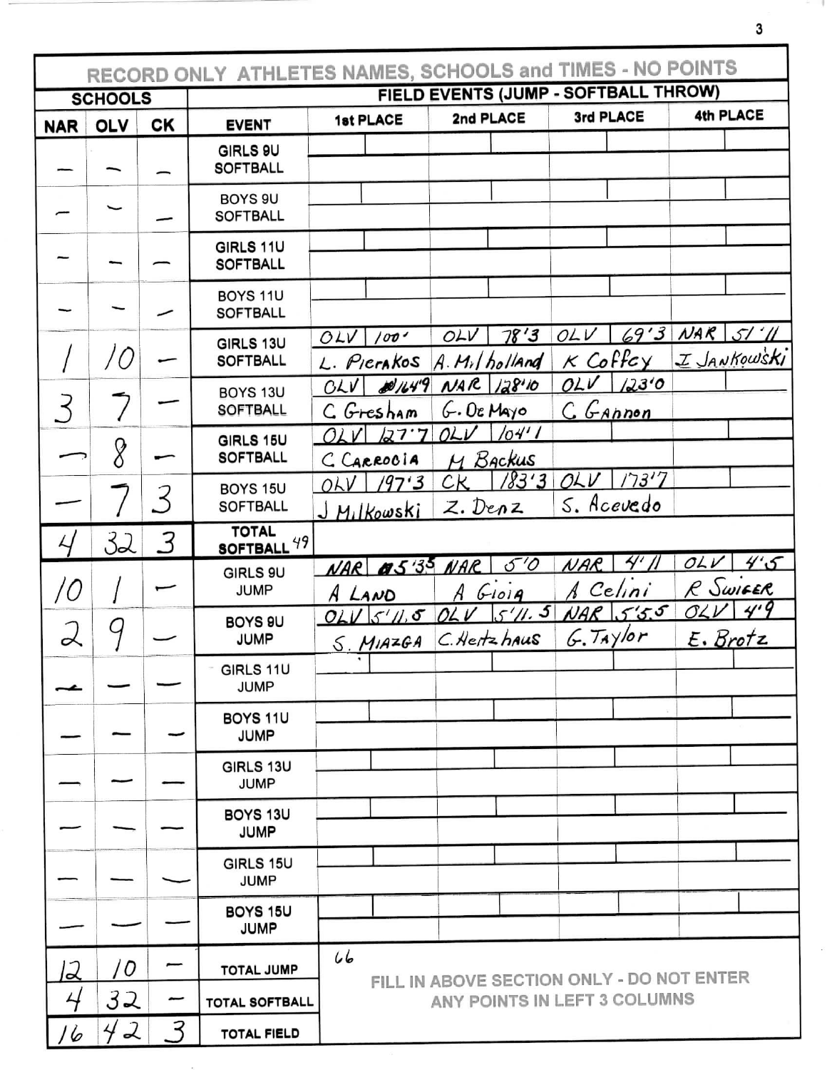**RECORD ONLY ATHLETES NAMES, SCHOOLS and TIMES - NO POINTS**

| SCHOOLS | | | | FIELD EVENTS (JUMP - SOFTBALL THROW) | | | |
|---|---|---|---|---|---|---|---|
| NAR | OLV | CK | EVENT | 1st PLACE | 2nd PLACE | 3rd PLACE | 4th PLACE |
| — | — | — | GIRLS 9U SOFTBALL | | | | |
| — | — | — | BOYS 9U SOFTBALL | | | | |
| — | — | — | GIRLS 11U SOFTBALL | | | | |
| — | — | — | BOYS 11U SOFTBALL | | | | |
| 1 | 10 | — | GIRLS 13U SOFTBALL | OLV 100' L. Pierakos | OLV 78'3 A. Milholland | OLV 69'3 K Coffey | NAR 51'11 I Jankowski |
| 3 | 7 | — | BOYS 13U SOFTBALL | OLV 164'9 C Gresham | NAR 128'10 G. DeMayo | OLV 123'0 C Gannon | |
| — | 8 | — | GIRLS 15U SOFTBALL | OLV 127'7 C Carrocia | OLV 104'1 M Backus | | |
| — | 7 | 3 | BOYS 15U SOFTBALL | OLV 197'3 J Milkowski | CK 183'3 Z. Denz | OLV 173'7 S. Acevedo | |
| 4 | 32 | 3 | TOTAL SOFTBALL 49 | | | | |
| 10 | 1 | — | GIRLS 9U JUMP | NAR 5'3.5 A Land | NAR 5'0 A Gioia | NAR 4'11 A Celini | OLV 4'5 R Swiger |
| 2 | 9 | — | BOYS 9U JUMP | OLV 5'11.5 S. Miazga | OLV 5'11.5 C. Hertzhaus | NAR 5'5.5 G. Taylor | OLV 4'9 E. Brotz |
| — | — | — | GIRLS 11U JUMP | | | | |
| — | — | — | BOYS 11U JUMP | | | | |
| — | — | — | GIRLS 13U JUMP | | | | |
| — | — | — | BOYS 13U JUMP | | | | |
| — | — | — | GIRLS 15U JUMP | | | | |
| — | — | — | BOYS 15U JUMP | | | | |
| 12 | 10 | — | TOTAL JUMP | 66 | | | |
| 4 | 32 | — | TOTAL SOFTBALL | | | | |
| 16 | 42 | 3 | TOTAL FIELD | | | | |

FILL IN ABOVE SECTION ONLY - DO NOT ENTER ANY POINTS IN LEFT 3 COLUMNS